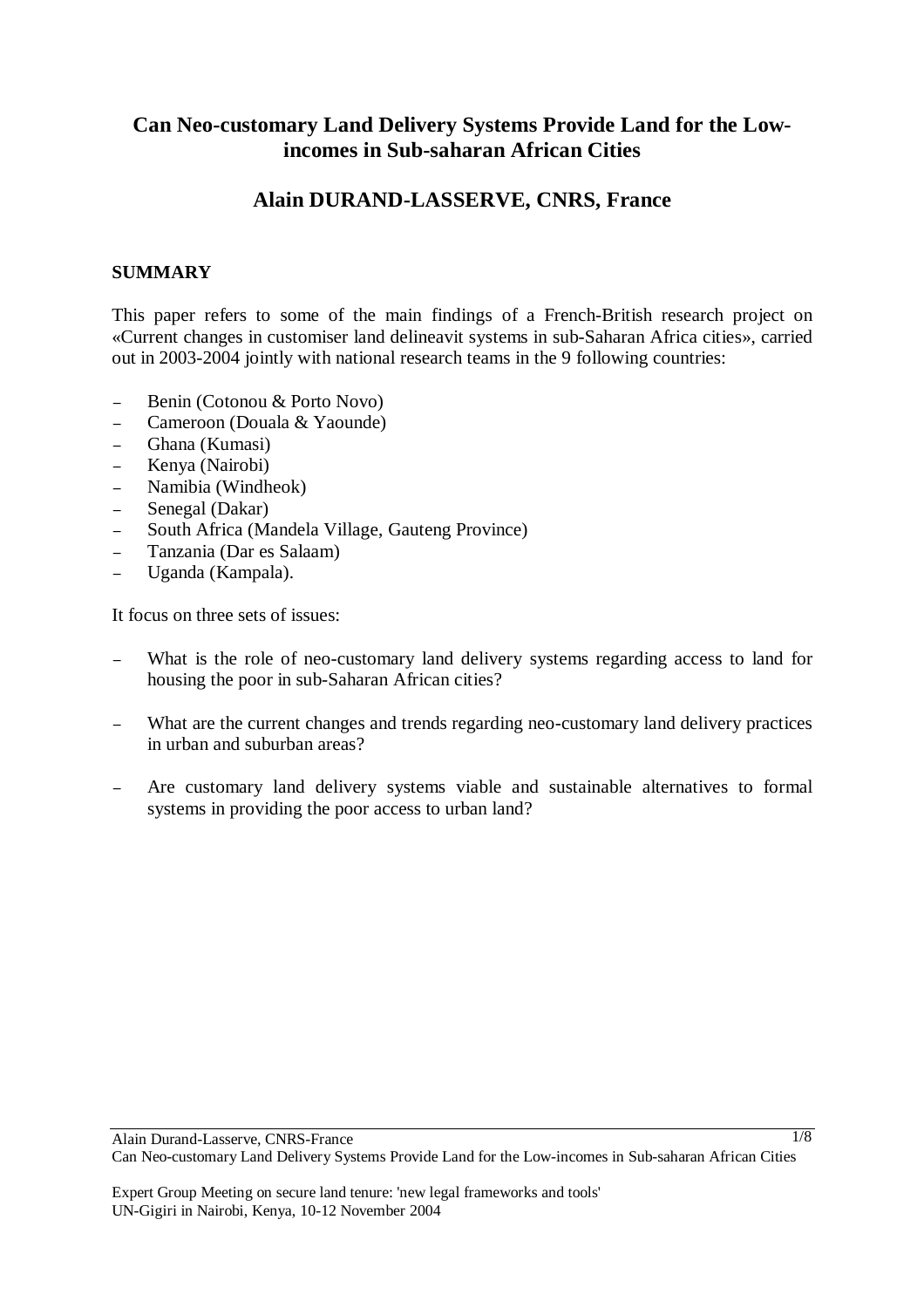# Can Neo-customary Land Delivery Systems Provide Land for the Low-incomes in Sub-saharan African Cities

## Alain DURAND-LASSERVE, CNRS, France

### SUMMARY

This paper refers to some of the main findings of a French-British research project on «Current changes in customiser land delineavit systems in sub-Saharan Africa cities», carried out in 2003-2004 jointly with national research teams in the 9 following countries:

- Benin (Cotonou & Porto Novo)
- Cameroon (Douala & Yaounde)
- Ghana (Kumasi)
- Kenya (Nairobi)
- Namibia (Windheok)
- Senegal (Dakar)
- South Africa (Mandela Village, Gauteng Province)
- Tanzania (Dar es Salaam)
- Uganda (Kampala).

It focus on three sets of issues:

- What is the role of neo-customary land delivery systems regarding access to land for housing the poor in sub-Saharan African cities?
- What are the current changes and trends regarding neo-customary land delivery practices in urban and suburban areas?
- Are customary land delivery systems viable and sustainable alternatives to formal systems in providing the poor access to urban land?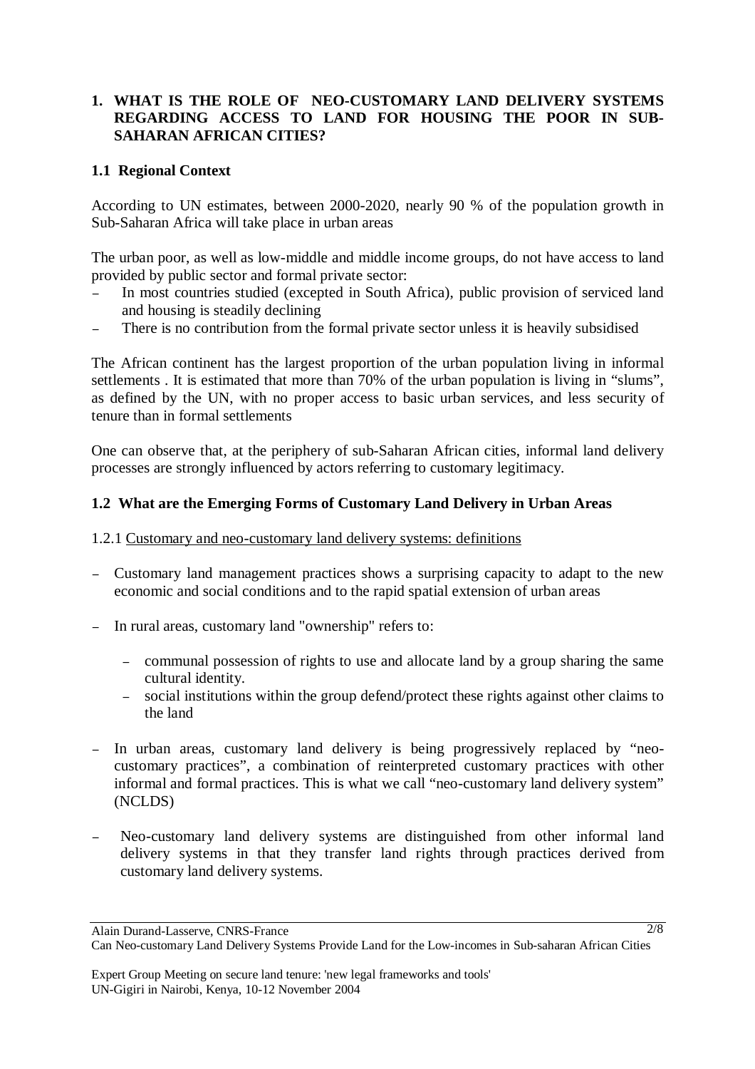## 1. WHAT IS THE ROLE OF NEO-CUSTOMARY LAND DELIVERY SYSTEMS REGARDING ACCESS TO LAND FOR HOUSING THE POOR IN SUB-SAHARAN AFRICAN CITIES?

### 1.1 Regional Context

According to UN estimates, between 2000-2020, nearly 90 % of the population growth in Sub-Saharan Africa will take place in urban areas

The urban poor, as well as low-middle and middle income groups, do not have access to land provided by public sector and formal private sector:

- In most countries studied (excepted in South Africa), public provision of serviced land and housing is steadily declining
- There is no contribution from the formal private sector unless it is heavily subsidised

The African continent has the largest proportion of the urban population living in informal settlements . It is estimated that more than 70% of the urban population is living in "slums", as defined by the UN, with no proper access to basic urban services, and less security of tenure than in formal settlements

One can observe that, at the periphery of sub-Saharan African cities, informal land delivery processes are strongly influenced by actors referring to customary legitimacy.

### 1.2 What are the Emerging Forms of Customary Land Delivery in Urban Areas

#### 1.2.1 Customary and neo-customary land delivery systems: definitions

- Customary land management practices shows a surprising capacity to adapt to the new economic and social conditions and to the rapid spatial extension of urban areas
- In rural areas, customary land "ownership" refers to:
  - communal possession of rights to use and allocate land by a group sharing the same cultural identity.
  - social institutions within the group defend/protect these rights against other claims to the land
- In urban areas, customary land delivery is being progressively replaced by "neo-customary practices", a combination of reinterpreted customary practices with other informal and formal practices. This is what we call "neo-customary land delivery system" (NCLDS)
- Neo-customary land delivery systems are distinguished from other informal land delivery systems in that they transfer land rights through practices derived from customary land delivery systems.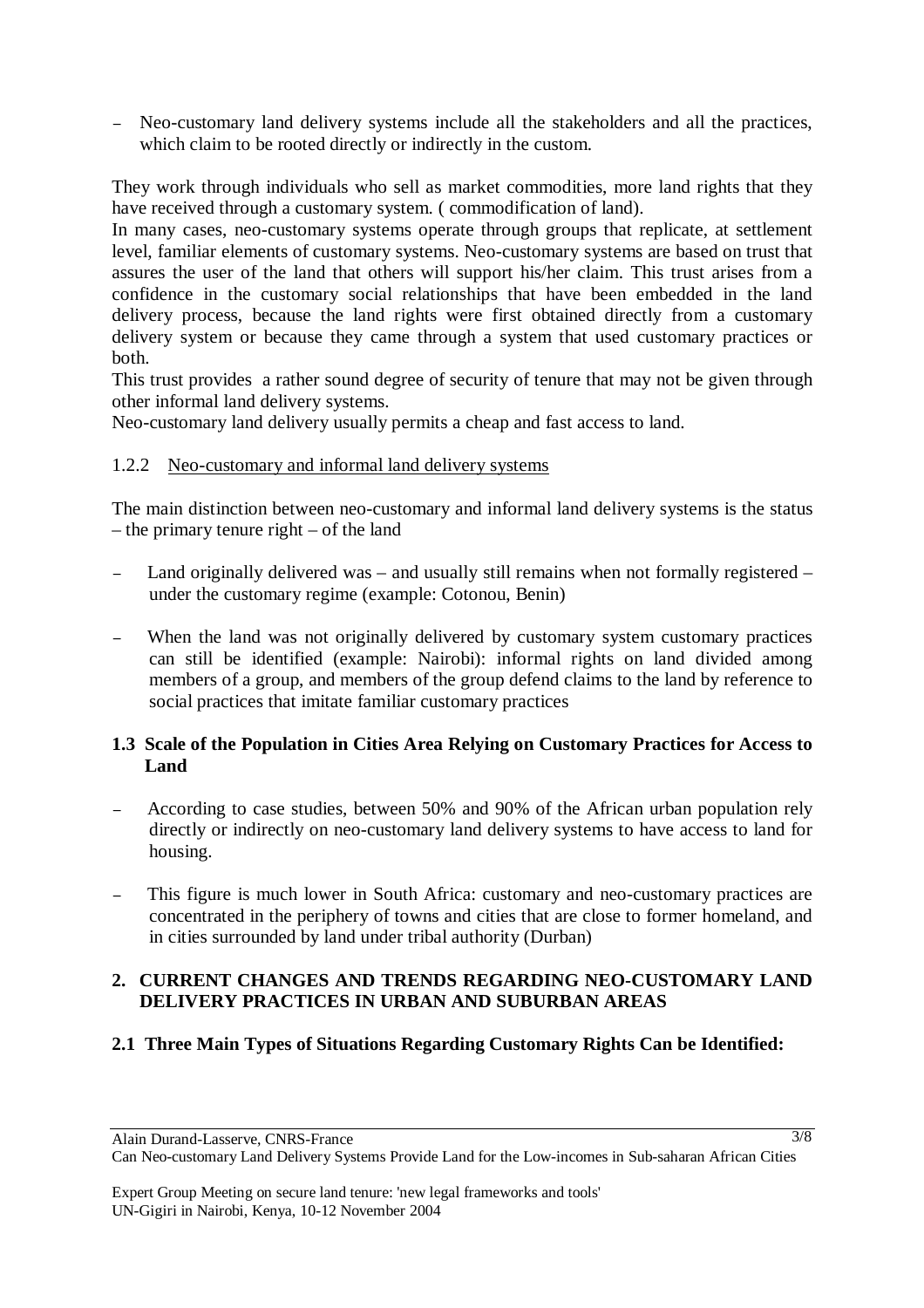- Neo-customary land delivery systems include all the stakeholders and all the practices, which claim to be rooted directly or indirectly in the custom.

They work through individuals who sell as market commodities, more land rights that they have received through a customary system. ( commodification of land).

In many cases, neo-customary systems operate through groups that replicate, at settlement level, familiar elements of customary systems. Neo-customary systems are based on trust that assures the user of the land that others will support his/her claim. This trust arises from a confidence in the customary social relationships that have been embedded in the land delivery process, because the land rights were first obtained directly from a customary delivery system or because they came through a system that used customary practices or both.

This trust provides a rather sound degree of security of tenure that may not be given through other informal land delivery systems.

Neo-customary land delivery usually permits a cheap and fast access to land.

#### 1.2.2 Neo-customary and informal land delivery systems

The main distinction between neo-customary and informal land delivery systems is the status – the primary tenure right – of the land

- Land originally delivered was – and usually still remains when not formally registered – under the customary regime (example: Cotonou, Benin)
- When the land was not originally delivered by customary system customary practices can still be identified (example: Nairobi): informal rights on land divided among members of a group, and members of the group defend claims to the land by reference to social practices that imitate familiar customary practices

### 1.3 Scale of the Population in Cities Area Relying on Customary Practices for Access to Land

- According to case studies, between 50% and 90% of the African urban population rely directly or indirectly on neo-customary land delivery systems to have access to land for housing.
- This figure is much lower in South Africa: customary and neo-customary practices are concentrated in the periphery of towns and cities that are close to former homeland, and in cities surrounded by land under tribal authority (Durban)

## 2. CURRENT CHANGES AND TRENDS REGARDING NEO-CUSTOMARY LAND DELIVERY PRACTICES IN URBAN AND SUBURBAN AREAS

### 2.1 Three Main Types of Situations Regarding Customary Rights Can be Identified: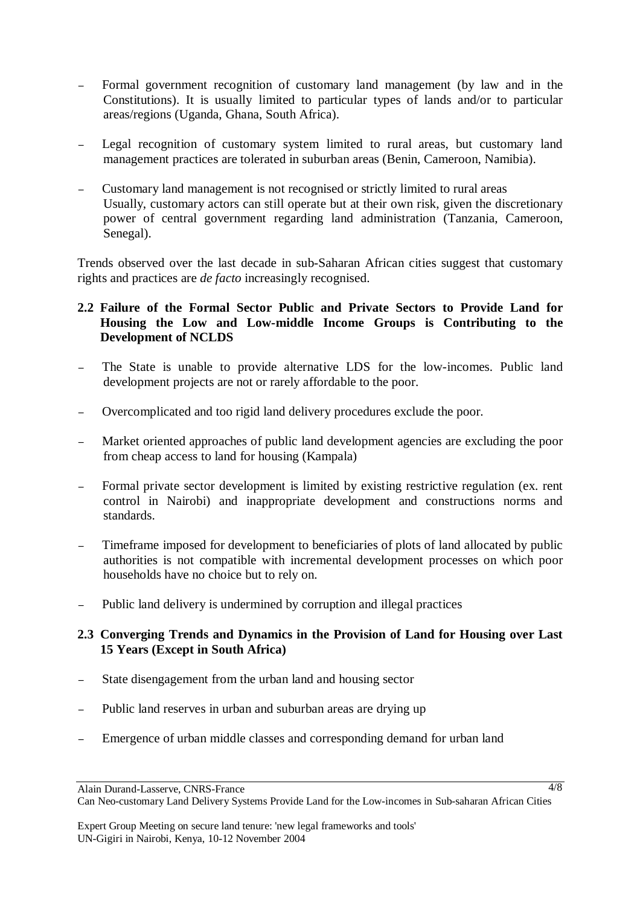- Formal government recognition of customary land management (by law and in the Constitutions). It is usually limited to particular types of lands and/or to particular areas/regions (Uganda, Ghana, South Africa).

- Legal recognition of customary system limited to rural areas, but customary land management practices are tolerated in suburban areas (Benin, Cameroon, Namibia).

- Customary land management is not recognised or strictly limited to rural areas Usually, customary actors can still operate but at their own risk, given the discretionary power of central government regarding land administration (Tanzania, Cameroon, Senegal).

Trends observed over the last decade in sub-Saharan African cities suggest that customary rights and practices are *de facto* increasingly recognised.

### 2.2 Failure of the Formal Sector Public and Private Sectors to Provide Land for Housing the Low and Low-middle Income Groups is Contributing to the Development of NCLDS

- The State is unable to provide alternative LDS for the low-incomes. Public land development projects are not or rarely affordable to the poor.

- Overcomplicated and too rigid land delivery procedures exclude the poor.

- Market oriented approaches of public land development agencies are excluding the poor from cheap access to land for housing (Kampala)

- Formal private sector development is limited by existing restrictive regulation (ex. rent control in Nairobi) and inappropriate development and constructions norms and standards.

- Timeframe imposed for development to beneficiaries of plots of land allocated by public authorities is not compatible with incremental development processes on which poor households have no choice but to rely on.

- Public land delivery is undermined by corruption and illegal practices

### 2.3 Converging Trends and Dynamics in the Provision of Land for Housing over Last 15 Years (Except in South Africa)

- State disengagement from the urban land and housing sector

- Public land reserves in urban and suburban areas are drying up

- Emergence of urban middle classes and corresponding demand for urban land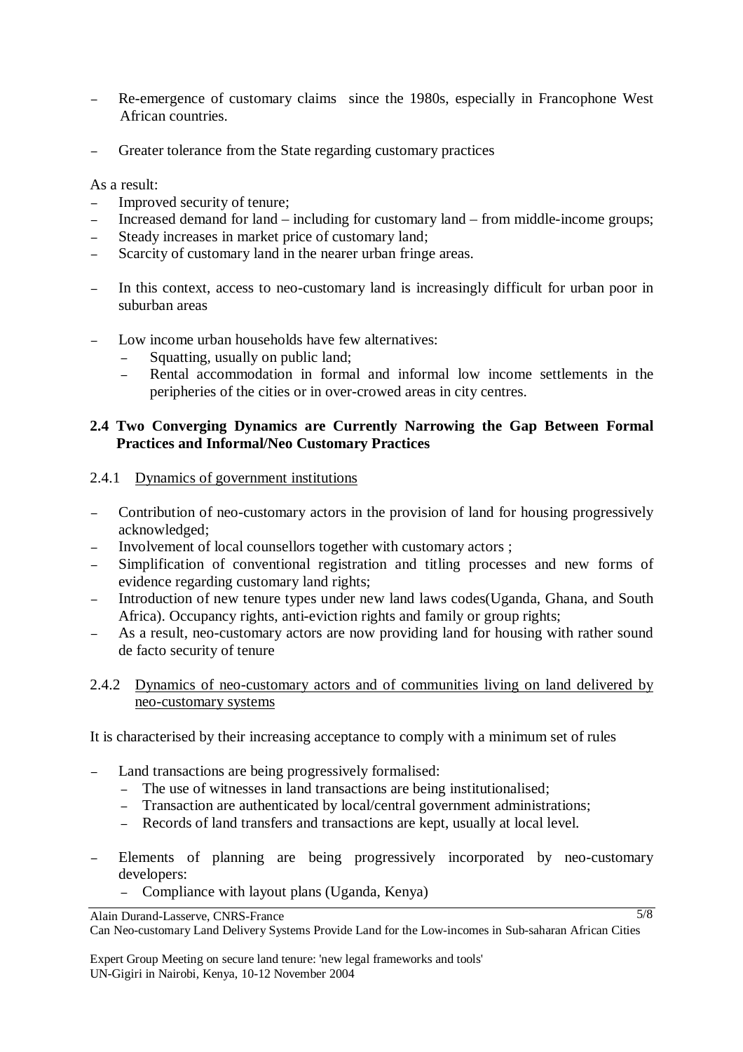- Re-emergence of customary claims since the 1980s, especially in Francophone West African countries.
- Greater tolerance from the State regarding customary practices

As a result:

- Improved security of tenure;
- Increased demand for land – including for customary land – from middle-income groups;
- Steady increases in market price of customary land;
- Scarcity of customary land in the nearer urban fringe areas.

- In this context, access to neo-customary land is increasingly difficult for urban poor in suburban areas

- Low income urban households have few alternatives:
  - Squatting, usually on public land;
  - Rental accommodation in formal and informal low income settlements in the peripheries of the cities or in over-crowed areas in city centres.

## 2.4 Two Converging Dynamics are Currently Narrowing the Gap Between Formal Practices and Informal/Neo Customary Practices

### 2.4.1 Dynamics of government institutions

- Contribution of neo-customary actors in the provision of land for housing progressively acknowledged;
- Involvement of local counsellors together with customary actors ;
- Simplification of conventional registration and titling processes and new forms of evidence regarding customary land rights;
- Introduction of new tenure types under new land laws codes(Uganda, Ghana, and South Africa). Occupancy rights, anti-eviction rights and family or group rights;
- As a result, neo-customary actors are now providing land for housing with rather sound de facto security of tenure

### 2.4.2 Dynamics of neo-customary actors and of communities living on land delivered by neo-customary systems

It is characterised by their increasing acceptance to comply with a minimum set of rules

- Land transactions are being progressively formalised:
  - The use of witnesses in land transactions are being institutionalised;
  - Transaction are authenticated by local/central government administrations;
  - Records of land transfers and transactions are kept, usually at local level.

- Elements of planning are being progressively incorporated by neo-customary developers:
  - Compliance with layout plans (Uganda, Kenya)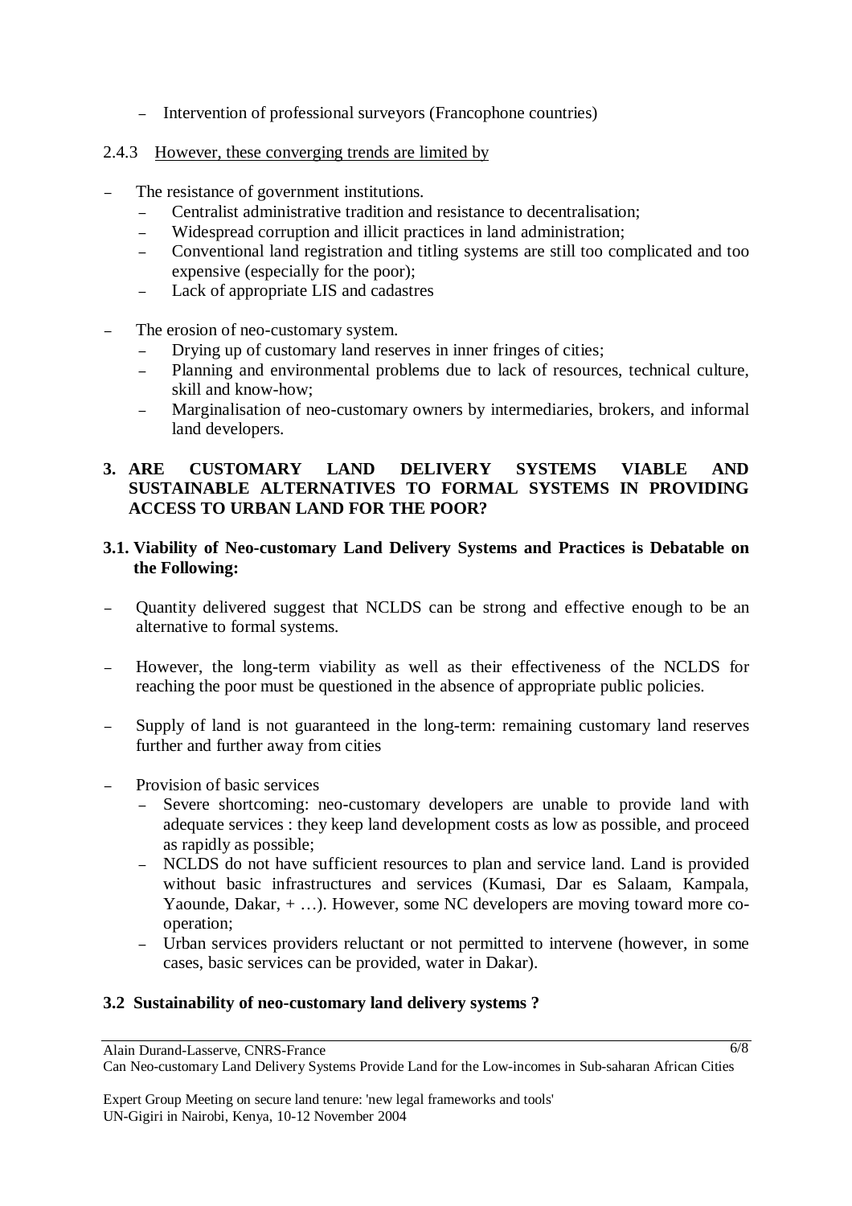- Intervention of professional surveyors (Francophone countries)

2.4.3 However, these converging trends are limited by

- The resistance of government institutions.
  - Centralist administrative tradition and resistance to decentralisation;
  - Widespread corruption and illicit practices in land administration;
  - Conventional land registration and titling systems are still too complicated and too expensive (especially for the poor);
  - Lack of appropriate LIS and cadastres
- The erosion of neo-customary system.
  - Drying up of customary land reserves in inner fringes of cities;
  - Planning and environmental problems due to lack of resources, technical culture, skill and know-how;
  - Marginalisation of neo-customary owners by intermediaries, brokers, and informal land developers.

## 3. ARE CUSTOMARY LAND DELIVERY SYSTEMS VIABLE AND SUSTAINABLE ALTERNATIVES TO FORMAL SYSTEMS IN PROVIDING ACCESS TO URBAN LAND FOR THE POOR?

### 3.1. Viability of Neo-customary Land Delivery Systems and Practices is Debatable on the Following:

- Quantity delivered suggest that NCLDS can be strong and effective enough to be an alternative to formal systems.
- However, the long-term viability as well as their effectiveness of the NCLDS for reaching the poor must be questioned in the absence of appropriate public policies.
- Supply of land is not guaranteed in the long-term: remaining customary land reserves further and further away from cities
- Provision of basic services
  - Severe shortcoming: neo-customary developers are unable to provide land with adequate services : they keep land development costs as low as possible, and proceed as rapidly as possible;
  - NCLDS do not have sufficient resources to plan and service land. Land is provided without basic infrastructures and services (Kumasi, Dar es Salaam, Kampala, Yaounde, Dakar, + …). However, some NC developers are moving toward more co-operation;
  - Urban services providers reluctant or not permitted to intervene (however, in some cases, basic services can be provided, water in Dakar).

### 3.2 Sustainability of neo-customary land delivery systems ?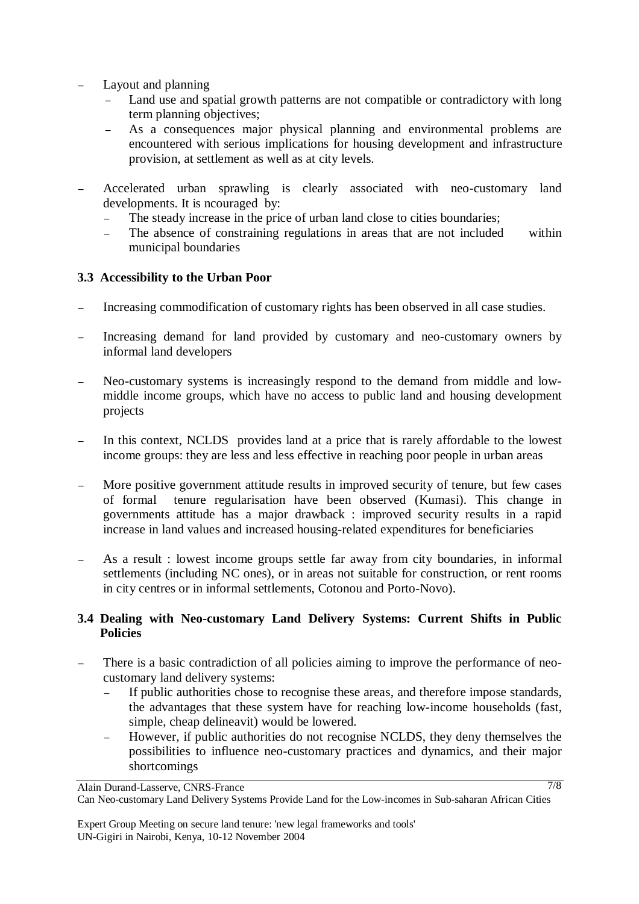- Layout and planning
  - Land use and spatial growth patterns are not compatible or contradictory with long term planning objectives;
  - As a consequences major physical planning and environmental problems are encountered with serious implications for housing development and infrastructure provision, at settlement as well as at city levels.

- Accelerated urban sprawling is clearly associated with neo-customary land developments. It is ncouraged by:
  - The steady increase in the price of urban land close to cities boundaries;
  - The absence of constraining regulations in areas that are not included within municipal boundaries

### 3.3 Accessibility to the Urban Poor

- Increasing commodification of customary rights has been observed in all case studies.

- Increasing demand for land provided by customary and neo-customary owners by informal land developers

- Neo-customary systems is increasingly respond to the demand from middle and low-middle income groups, which have no access to public land and housing development projects

- In this context, NCLDS provides land at a price that is rarely affordable to the lowest income groups: they are less and less effective in reaching poor people in urban areas

- More positive government attitude results in improved security of tenure, but few cases of formal tenure regularisation have been observed (Kumasi). This change in governments attitude has a major drawback : improved security results in a rapid increase in land values and increased housing-related expenditures for beneficiaries

- As a result : lowest income groups settle far away from city boundaries, in informal settlements (including NC ones), or in areas not suitable for construction, or rent rooms in city centres or in informal settlements, Cotonou and Porto-Novo).

### 3.4 Dealing with Neo-customary Land Delivery Systems: Current Shifts in Public Policies

- There is a basic contradiction of all policies aiming to improve the performance of neo-customary land delivery systems:
  - If public authorities chose to recognise these areas, and therefore impose standards, the advantages that these system have for reaching low-income households (fast, simple, cheap delineavit) would be lowered.
  - However, if public authorities do not recognise NCLDS, they deny themselves the possibilities to influence neo-customary practices and dynamics, and their major shortcomings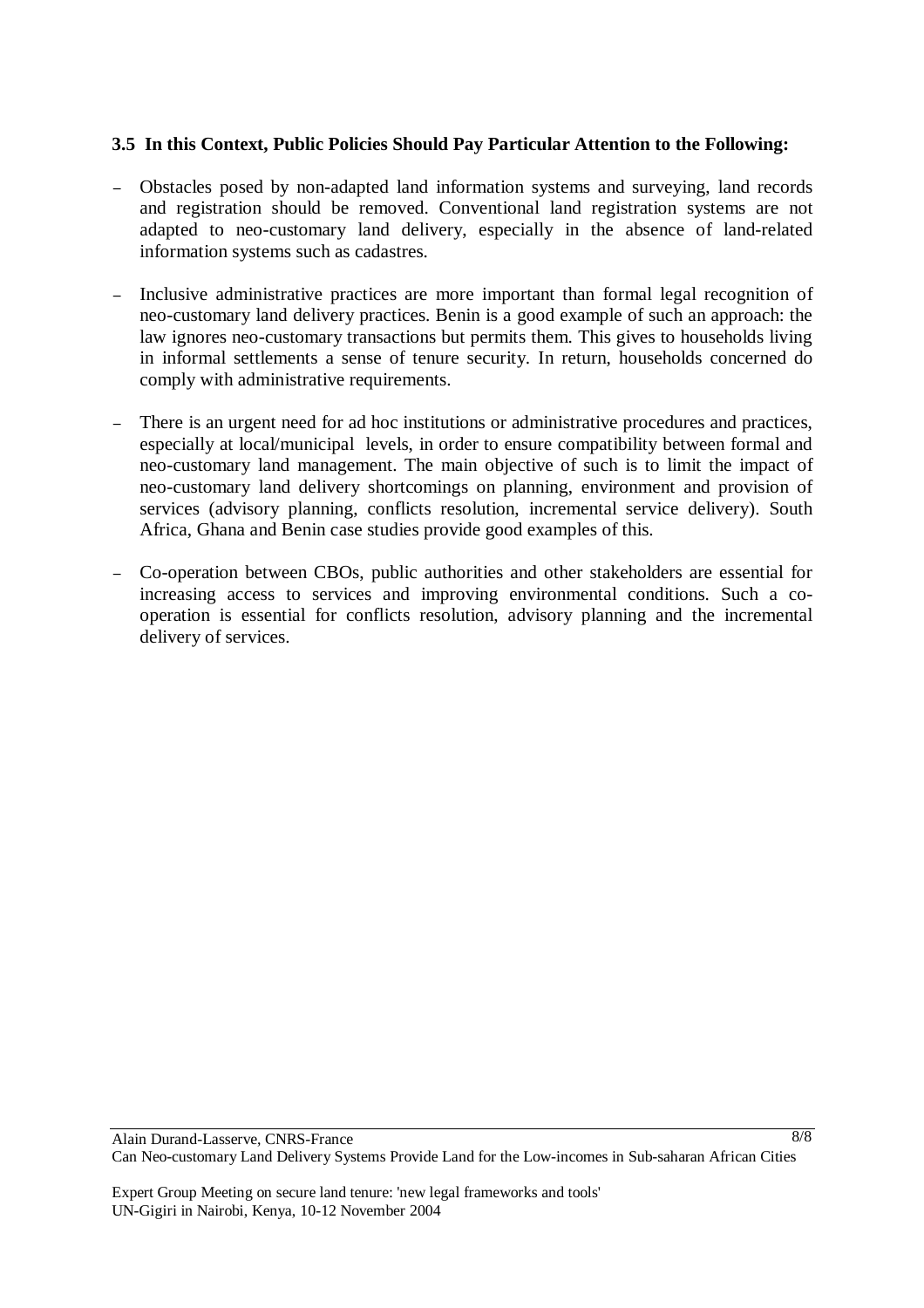### 3.5 In this Context, Public Policies Should Pay Particular Attention to the Following:

- Obstacles posed by non-adapted land information systems and surveying, land records and registration should be removed. Conventional land registration systems are not adapted to neo-customary land delivery, especially in the absence of land-related information systems such as cadastres.

- Inclusive administrative practices are more important than formal legal recognition of neo-customary land delivery practices. Benin is a good example of such an approach: the law ignores neo-customary transactions but permits them. This gives to households living in informal settlements a sense of tenure security. In return, households concerned do comply with administrative requirements.

- There is an urgent need for ad hoc institutions or administrative procedures and practices, especially at local/municipal levels, in order to ensure compatibility between formal and neo-customary land management. The main objective of such is to limit the impact of neo-customary land delivery shortcomings on planning, environment and provision of services (advisory planning, conflicts resolution, incremental service delivery). South Africa, Ghana and Benin case studies provide good examples of this.

- Co-operation between CBOs, public authorities and other stakeholders are essential for increasing access to services and improving environmental conditions. Such a co-operation is essential for conflicts resolution, advisory planning and the incremental delivery of services.